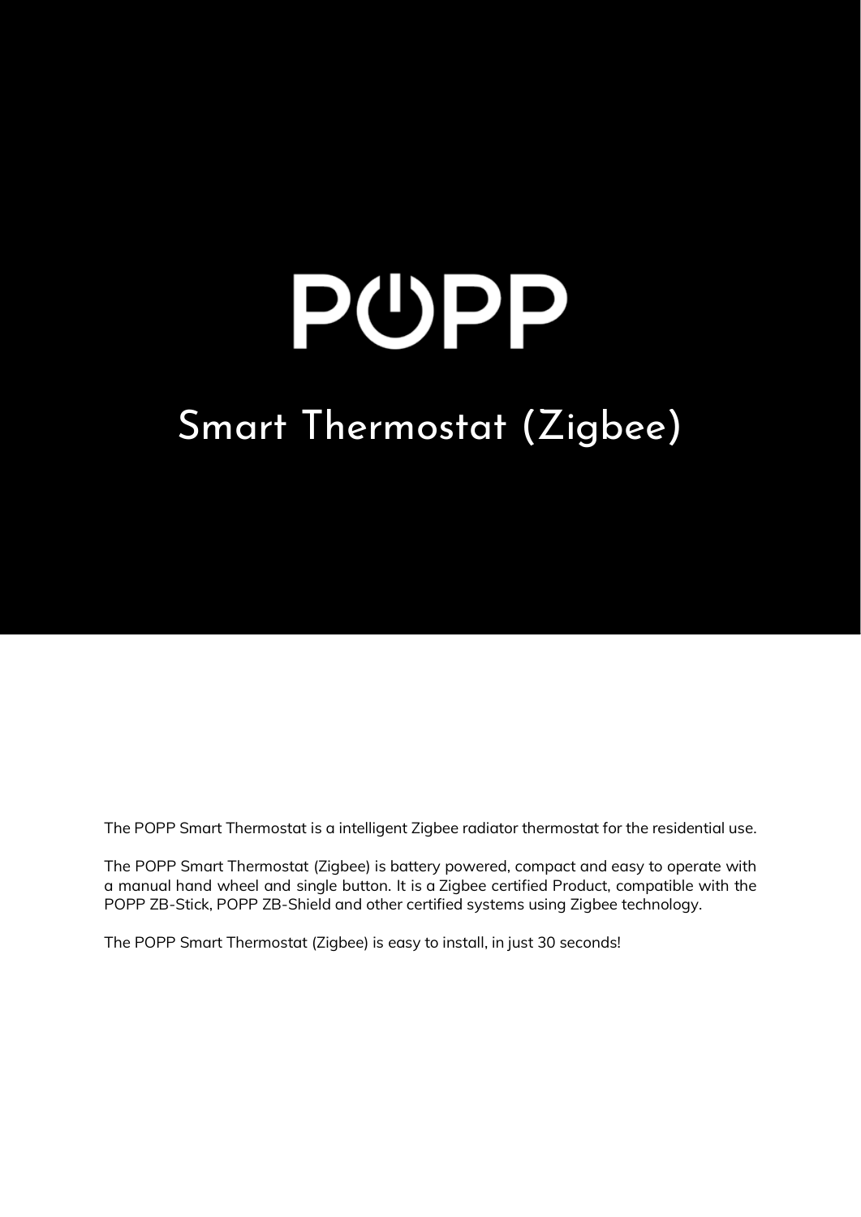# POPP

## Smart Thermostat (Zigbee)

The POPP Smart Thermostat is a intelligent Zigbee radiator thermostat for the residential use.

The POPP Smart Thermostat (Zigbee) is battery powered, compact and easy to operate with a manual hand wheel and single button. It is a Zigbee certified Product, compatible with the POPP ZB-Stick, POPP ZB-Shield and other certified systems using Zigbee technology.

The POPP Smart Thermostat (Zigbee) is easy to install, in just 30 seconds!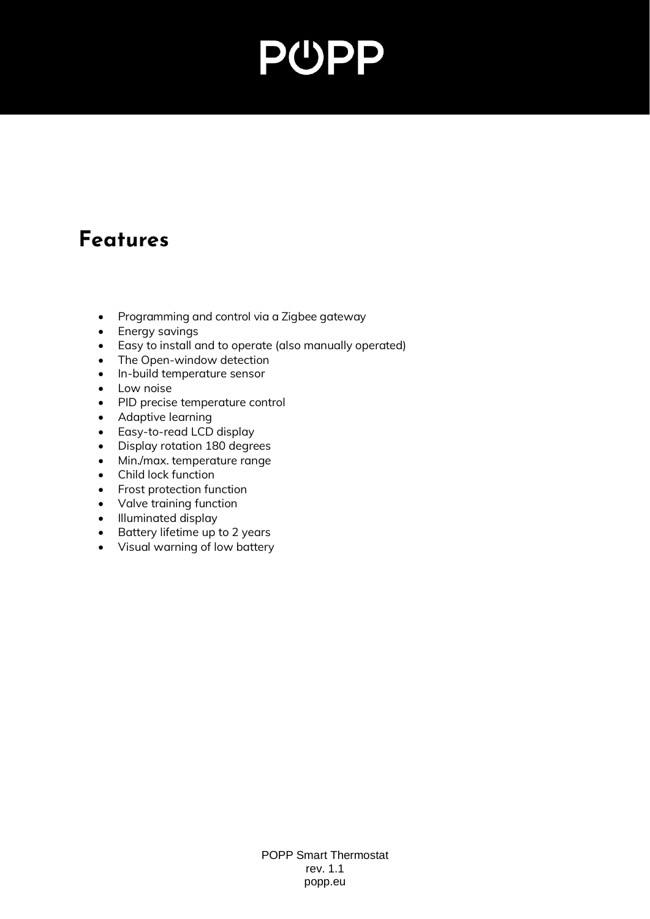## Features

- Programming and control via a Zigbee gateway
- Energy savings
- Easy to install and to operate (also manually operated)
- The Open-window detection
- In-build temperature sensor
- Low noise
- PID precise temperature control
- Adaptive learning
- Easy-to-read LCD display
- Display rotation 180 degrees
- Min./max. temperature range
- Child lock function
- Frost protection function
- Valve training function
- Illuminated display
- Battery lifetime up to 2 years
- Visual warning of low battery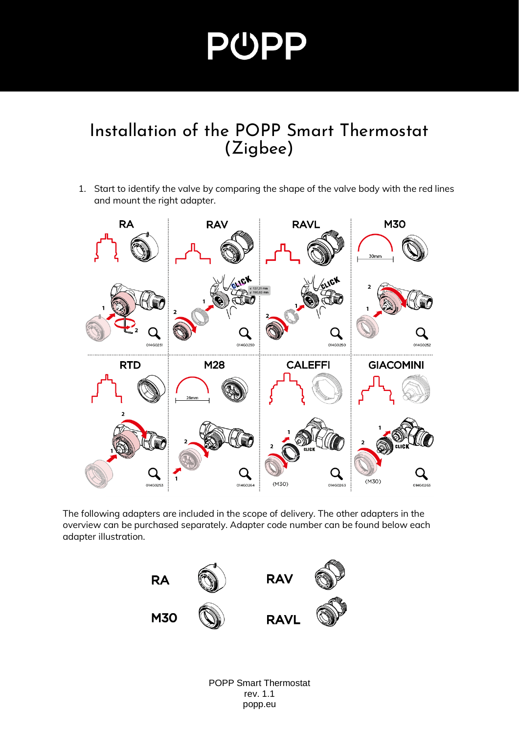# Installation of the POPP Smart Thermostat (Zigbee)

1. Start to identify the valve by comparing the shape of the valve body with the red lines and mount the right adapter.

RA — 014G0251

RAV — 014G0250

RAVL — 014G0250

M30 — 30mm — 014G0252

RTD — 014G0253

M28 — 28mm — 014G0264

CALEFFI — (M30) — 014G0263

GIACOMINI — (M30) — 014G0263

The following adapters are included in the scope of delivery. The other adapters in the overview can be purchased separately. Adapter code number can be found below each adapter illustration.

RA, RAV, M30, RAVL

POPP Smart Thermostat
rev. 1.1
popp.eu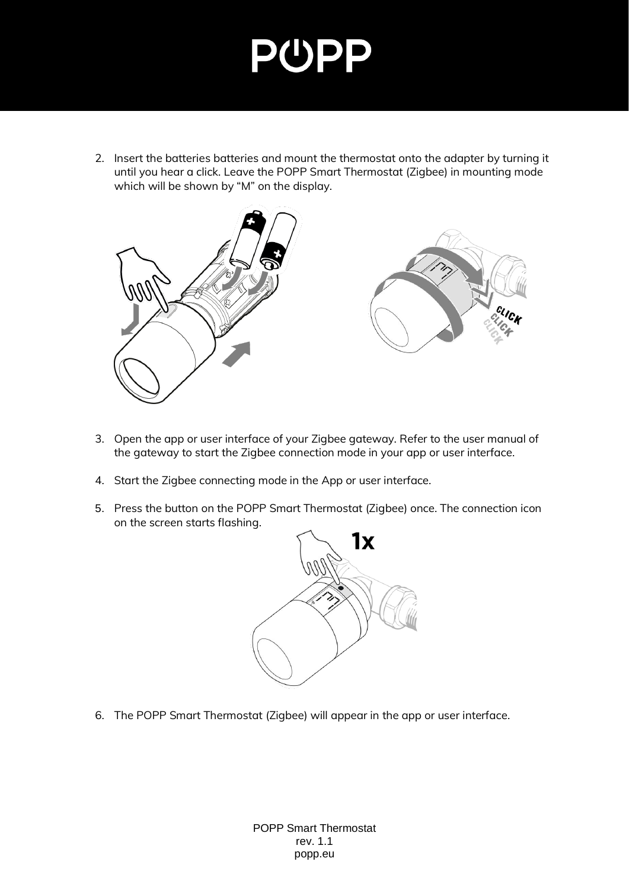2. Insert the batteries batteries and mount the thermostat onto the adapter by turning it until you hear a click. Leave the POPP Smart Thermostat (Zigbee) in mounting mode which will be shown by “M” on the display.

3. Open the app or user interface of your Zigbee gateway. Refer to the user manual of the gateway to start the Zigbee connection mode in your app or user interface.

4. Start the Zigbee connecting mode in the App or user interface.

5. Press the button on the POPP Smart Thermostat (Zigbee) once. The connection icon on the screen starts flashing.

6. The POPP Smart Thermostat (Zigbee) will appear in the app or user interface.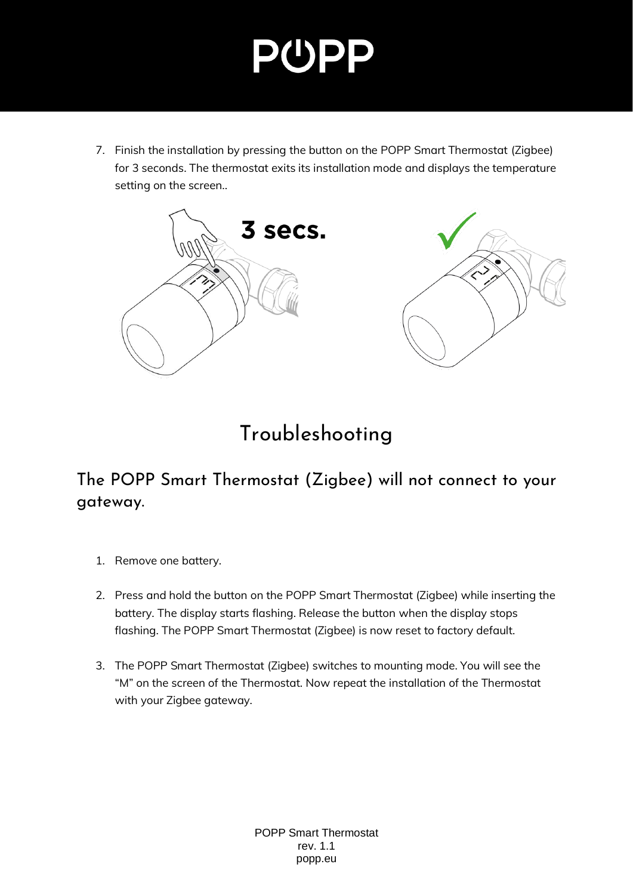7. Finish the installation by pressing the button on the POPP Smart Thermostat (Zigbee) for 3 seconds. The thermostat exits its installation mode and displays the temperature setting on the screen..

3 secs.

# Troubleshooting

## The POPP Smart Thermostat (Zigbee) will not connect to your gateway.

1. Remove one battery.

2. Press and hold the button on the POPP Smart Thermostat (Zigbee) while inserting the battery. The display starts flashing. Release the button when the display stops flashing. The POPP Smart Thermostat (Zigbee) is now reset to factory default.

3. The POPP Smart Thermostat (Zigbee) switches to mounting mode. You will see the "M" on the screen of the Thermostat. Now repeat the installation of the Thermostat with your Zigbee gateway.